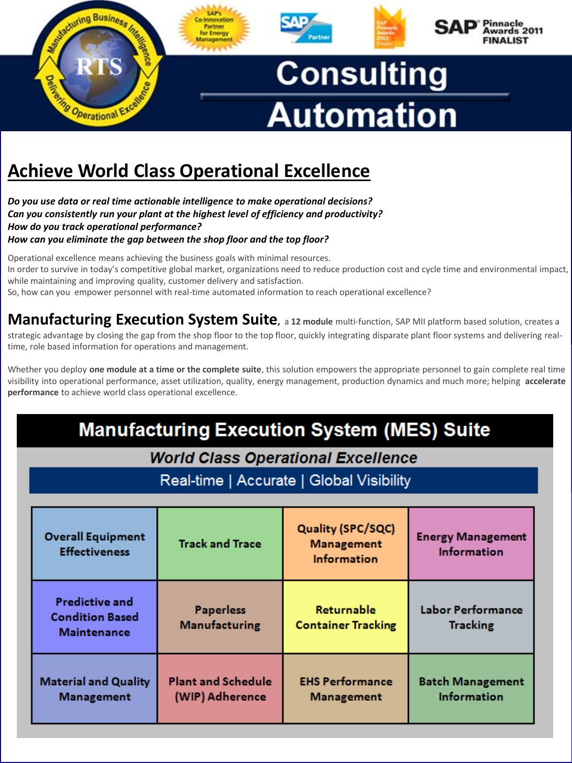# Consulting Automation

RTS – Manufacturing Business Intelligence – Delivering Operational Excellence

SAP's Co-Innovation Partner for Energy Management | SAP Partner | SAP Pinnacle Awards 2012 Finalist | SAP Pinnacle Awards 2011 FINALIST

## Achieve World Class Operational Excellence

***Do you use data or real time actionable intelligence to make operational decisions?***
***Can you consistently run your plant at the highest level of efficiency and productivity?***
***How do you track operational performance?***
***How can you eliminate the gap between the shop floor and the top floor?***

Operational excellence means achieving the business goals with minimal resources.
In order to survive in today's competitive global market, organizations need to reduce production cost and cycle time and environmental impact, while maintaining and improving quality, customer delivery and satisfaction.
So, how can you empower personnel with real-time automated information to reach operational excellence?

**Manufacturing Execution System Suite**, a **12 module** multi-function, SAP MII platform based solution, creates a strategic advantage by closing the gap from the shop floor to the top floor, quickly integrating disparate plant floor systems and delivering real-time, role based information for operations and management.

Whether you deploy **one module at a time or the complete suite**, this solution empowers the appropriate personnel to gain complete real time visibility into operational performance, asset utilization, quality, energy management, production dynamics and much more; helping **accelerate performance** to achieve world class operational excellence.

### Manufacturing Execution System (MES) Suite

*World Class Operational Excellence*

Real-time | Accurate | Global Visibility

| | | | |
|---|---|---|---|
| Overall Equipment Effectiveness | Track and Trace | Quality (SPC/SQC) Management Information | Energy Management Information |
| Predictive and Condition Based Maintenance | Paperless Manufacturing | Returnable Container Tracking | Labor Performance Tracking |
| Material and Quality Management | Plant and Schedule (WIP) Adherence | EHS Performance Management | Batch Management Information |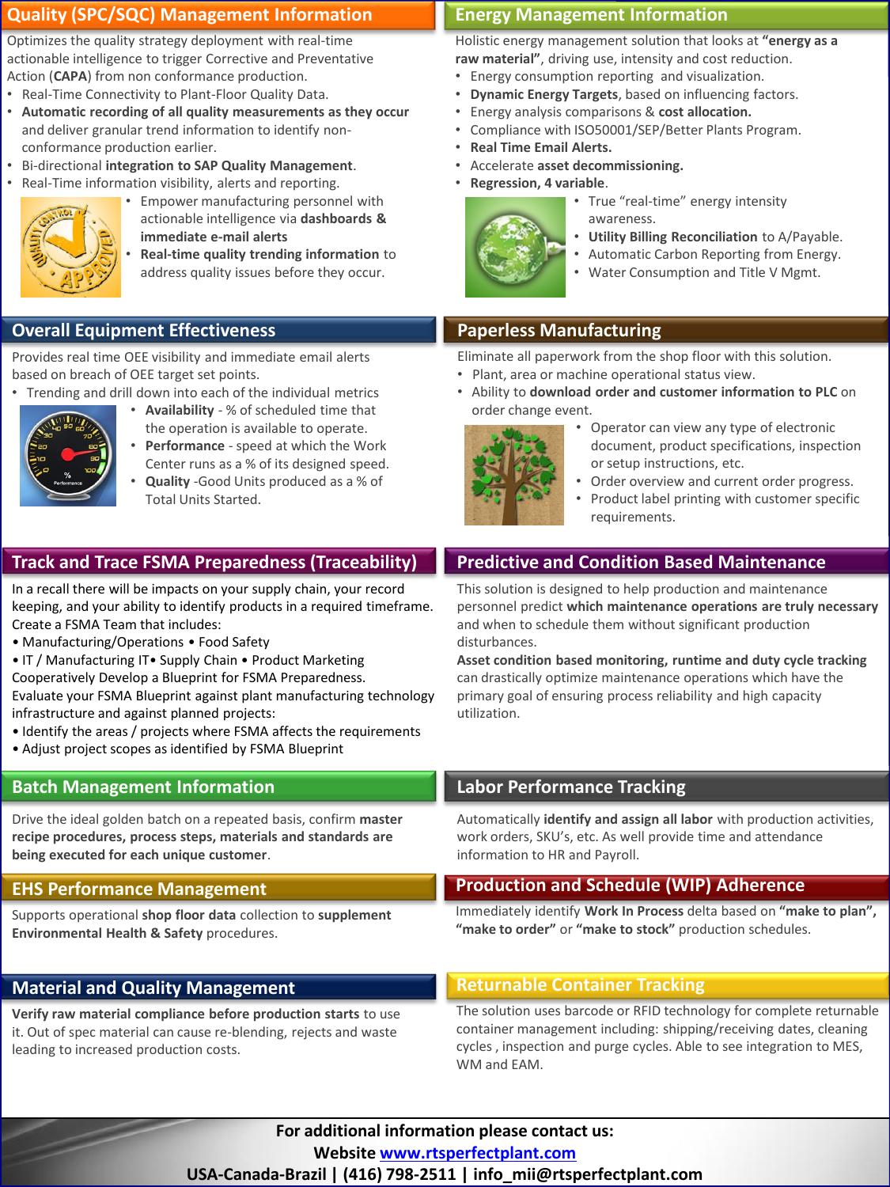## Quality (SPC/SQC) Management Information

Optimizes the quality strategy deployment with real-time actionable intelligence to trigger Corrective and Preventative Action (**CAPA**) from non conformance production.

- Real-Time Connectivity to Plant-Floor Quality Data.
- **Automatic recording of all quality measurements as they occur** and deliver granular trend information to identify non-conformance production earlier.
- Bi-directional **integration to SAP Quality Management**.
- Real-Time information visibility, alerts and reporting.
- Empower manufacturing personnel with actionable intelligence via **dashboards & immediate e-mail alerts**
- **Real-time quality trending information** to address quality issues before they occur.

## Energy Management Information

Holistic energy management solution that looks at **"energy as a raw material"**, driving use, intensity and cost reduction.

- Energy consumption reporting and visualization.
- **Dynamic Energy Targets**, based on influencing factors.
- Energy analysis comparisons & **cost allocation.**
- Compliance with ISO50001/SEP/Better Plants Program.
- **Real Time Email Alerts.**
- Accelerate **asset decommissioning.**
- **Regression, 4 variable**.
- True "real-time" energy intensity awareness.
- **Utility Billing Reconciliation** to A/Payable.
- Automatic Carbon Reporting from Energy.
- Water Consumption and Title V Mgmt.

## Overall Equipment Effectiveness

Provides real time OEE visibility and immediate email alerts based on breach of OEE target set points.

- Trending and drill down into each of the individual metrics
- **Availability** - % of scheduled time that the operation is available to operate.
- **Performance** - speed at which the Work Center runs as a % of its designed speed.
- **Quality** -Good Units produced as a % of Total Units Started.

## Paperless Manufacturing

Eliminate all paperwork from the shop floor with this solution.

- Plant, area or machine operational status view.
- Ability to **download order and customer information to PLC** on order change event.
- Operator can view any type of electronic document, product specifications, inspection or setup instructions, etc.
- Order overview and current order progress.
- Product label printing with customer specific requirements.

## Track and Trace FSMA Preparedness (Traceability)

In a recall there will be impacts on your supply chain, your record keeping, and your ability to identify products in a required timeframe.
Create a FSMA Team that includes:
• Manufacturing/Operations • Food Safety
• IT / Manufacturing IT• Supply Chain • Product Marketing
Cooperatively Develop a Blueprint for FSMA Preparedness.
Evaluate your FSMA Blueprint against plant manufacturing technology infrastructure and against planned projects:
• Identify the areas / projects where FSMA affects the requirements
• Adjust project scopes as identified by FSMA Blueprint

## Predictive and Condition Based Maintenance

This solution is designed to help production and maintenance personnel predict **which maintenance operations are truly necessary** and when to schedule them without significant production disturbances.
**Asset condition based monitoring, runtime and duty cycle tracking** can drastically optimize maintenance operations which have the primary goal of ensuring process reliability and high capacity utilization.

## Batch Management Information

Drive the ideal golden batch on a repeated basis, confirm **master recipe procedures, process steps, materials and standards are being executed for each unique customer**.

## Labor Performance Tracking

Automatically **identify and assign all labor** with production activities, work orders, SKU's, etc. As well provide time and attendance information to HR and Payroll.

## EHS Performance Management

Supports operational **shop floor data** collection to **supplement Environmental Health & Safety** procedures.

## Production and Schedule (WIP) Adherence

Immediately identify **Work In Process** delta based on **"make to plan", "make to order"** or **"make to stock"** production schedules.

## Material and Quality Management

**Verify raw material compliance before production starts** to use it. Out of spec material can cause re-blending, rejects and waste leading to increased production costs.

## Returnable Container Tracking

The solution uses barcode or RFID technology for complete returnable container management including: shipping/receiving dates, cleaning cycles , inspection and purge cycles. Able to see integration to MES, WM and EAM.

**For additional information please contact us:**
**Website [www.rtsperfectplant.com](http://www.rtsperfectplant.com)**
**USA-Canada-Brazil | (416) 798-2511 | info_mii@rtsperfectplant.com**